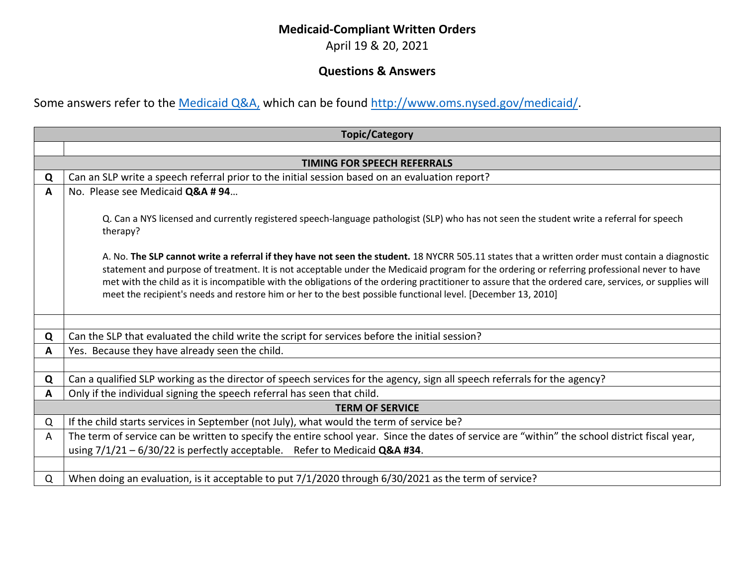**Medicaid-Compliant Written Orders**

April 19 & 20, 2021

**Questions & Answers**

Some answers refer to the [Medicaid Q&A,](http://www.oms.nysed.gov/medicaid/) which can be found [http://www.oms.nysed.gov/medicaid/](http://www.oms.nysed.gov/medicaid/).

| | **Topic/Category** |
|---|---|
| | |
| | **TIMING FOR SPEECH REFERRALS** |
| **Q** | Can an SLP write a speech referral prior to the initial session based on an evaluation report? |
| **A** | No. Please see Medicaid **Q&A # 94**…<br><br>Q. Can a NYS licensed and currently registered speech-language pathologist (SLP) who has not seen the student write a referral for speech therapy?<br><br>A. No. **The SLP cannot write a referral if they have not seen the student.** 18 NYCRR 505.11 states that a written order must contain a diagnostic statement and purpose of treatment. It is not acceptable under the Medicaid program for the ordering or referring professional never to have met with the child as it is incompatible with the obligations of the ordering practitioner to assure that the ordered care, services, or supplies will meet the recipient's needs and restore him or her to the best possible functional level. [December 13, 2010] |
| | |
| **Q** | Can the SLP that evaluated the child write the script for services before the initial session? |
| **A** | Yes. Because they have already seen the child. |
| | |
| **Q** | Can a qualified SLP working as the director of speech services for the agency, sign all speech referrals for the agency? |
| **A** | Only if the individual signing the speech referral has seen that child. |
| | **TERM OF SERVICE** |
| Q | If the child starts services in September (not July), what would the term of service be? |
| A | The term of service can be written to specify the entire school year. Since the dates of service are "within" the school district fiscal year, using 7/1/21 – 6/30/22 is perfectly acceptable. Refer to Medicaid **Q&A #34**. |
| | |
| Q | When doing an evaluation, is it acceptable to put 7/1/2020 through 6/30/2021 as the term of service? |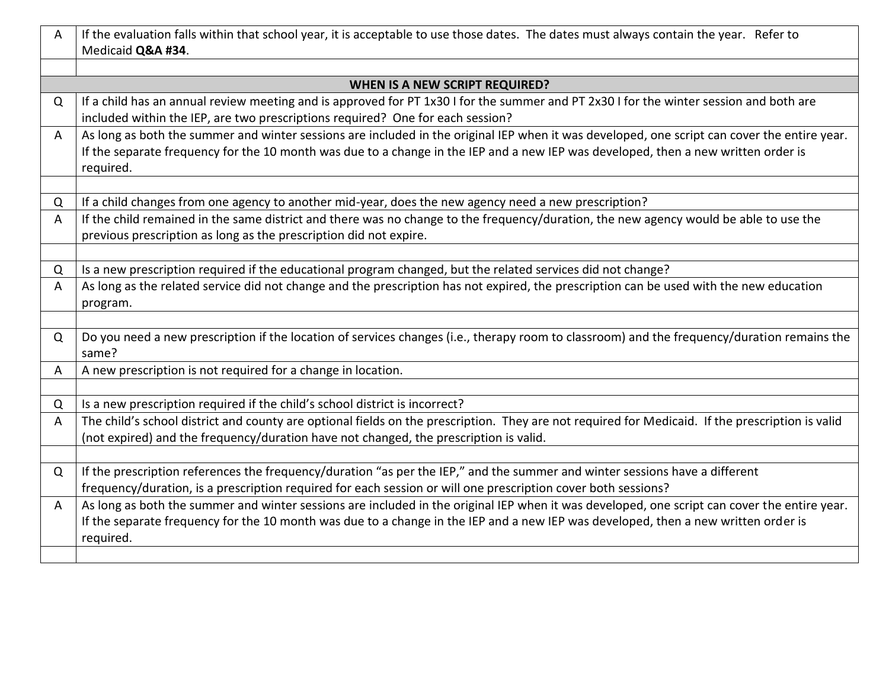| | |
|---|---|
| A | If the evaluation falls within that school year, it is acceptable to use those dates. The dates must always contain the year. Refer to Medicaid **Q&A #34**. |
| | |
| **WHEN IS A NEW SCRIPT REQUIRED?** | |
| Q | If a child has an annual review meeting and is approved for PT 1x30 I for the summer and PT 2x30 I for the winter session and both are included within the IEP, are two prescriptions required? One for each session? |
| A | As long as both the summer and winter sessions are included in the original IEP when it was developed, one script can cover the entire year. If the separate frequency for the 10 month was due to a change in the IEP and a new IEP was developed, then a new written order is required. |
| | |
| Q | If a child changes from one agency to another mid-year, does the new agency need a new prescription? |
| A | If the child remained in the same district and there was no change to the frequency/duration, the new agency would be able to use the previous prescription as long as the prescription did not expire. |
| | |
| Q | Is a new prescription required if the educational program changed, but the related services did not change? |
| A | As long as the related service did not change and the prescription has not expired, the prescription can be used with the new education program. |
| | |
| Q | Do you need a new prescription if the location of services changes (i.e., therapy room to classroom) and the frequency/duration remains the same? |
| A | A new prescription is not required for a change in location. |
| | |
| Q | Is a new prescription required if the child's school district is incorrect? |
| A | The child's school district and county are optional fields on the prescription. They are not required for Medicaid. If the prescription is valid (not expired) and the frequency/duration have not changed, the prescription is valid. |
| | |
| Q | If the prescription references the frequency/duration "as per the IEP," and the summer and winter sessions have a different frequency/duration, is a prescription required for each session or will one prescription cover both sessions? |
| A | As long as both the summer and winter sessions are included in the original IEP when it was developed, one script can cover the entire year. If the separate frequency for the 10 month was due to a change in the IEP and a new IEP was developed, then a new written order is required. |
| | |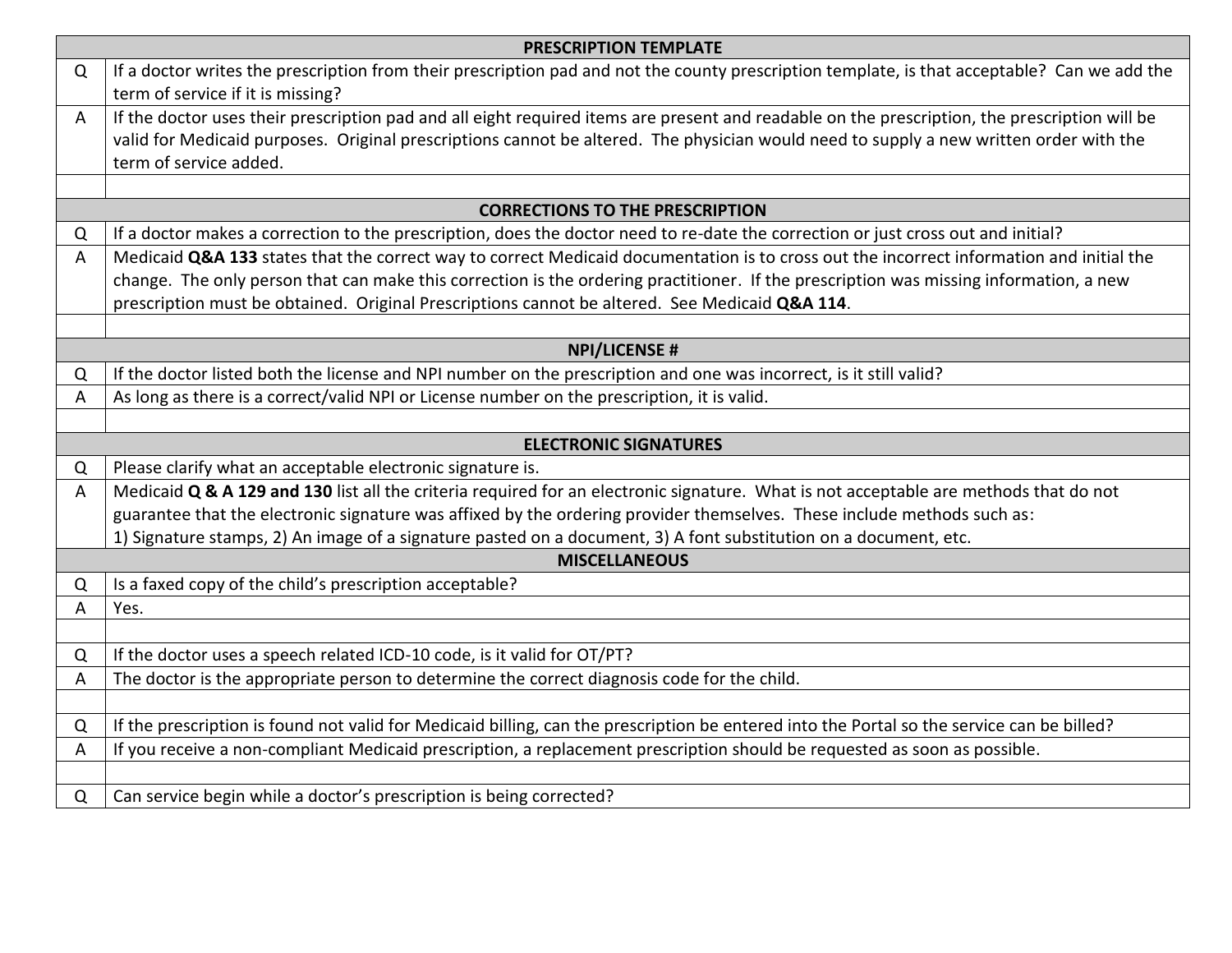| | PRESCRIPTION TEMPLATE |
|---|---|
| Q | If a doctor writes the prescription from their prescription pad and not the county prescription template, is that acceptable? Can we add the term of service if it is missing? |
| A | If the doctor uses their prescription pad and all eight required items are present and readable on the prescription, the prescription will be valid for Medicaid purposes. Original prescriptions cannot be altered. The physician would need to supply a new written order with the term of service added. |
| | |
| | **CORRECTIONS TO THE PRESCRIPTION** |
| Q | If a doctor makes a correction to the prescription, does the doctor need to re-date the correction or just cross out and initial? |
| A | Medicaid **Q&A 133** states that the correct way to correct Medicaid documentation is to cross out the incorrect information and initial the change. The only person that can make this correction is the ordering practitioner. If the prescription was missing information, a new prescription must be obtained. Original Prescriptions cannot be altered. See Medicaid **Q&A 114**. |
| | |
| | **NPI/LICENSE #** |
| Q | If the doctor listed both the license and NPI number on the prescription and one was incorrect, is it still valid? |
| A | As long as there is a correct/valid NPI or License number on the prescription, it is valid. |
| | |
| | **ELECTRONIC SIGNATURES** |
| Q | Please clarify what an acceptable electronic signature is. |
| A | Medicaid **Q & A 129 and 130** list all the criteria required for an electronic signature. What is not acceptable are methods that do not guarantee that the electronic signature was affixed by the ordering provider themselves. These include methods such as: 1) Signature stamps, 2) An image of a signature pasted on a document, 3) A font substitution on a document, etc. |
| | **MISCELLANEOUS** |
| Q | Is a faxed copy of the child's prescription acceptable? |
| A | Yes. |
| | |
| Q | If the doctor uses a speech related ICD-10 code, is it valid for OT/PT? |
| A | The doctor is the appropriate person to determine the correct diagnosis code for the child. |
| | |
| Q | If the prescription is found not valid for Medicaid billing, can the prescription be entered into the Portal so the service can be billed? |
| A | If you receive a non-compliant Medicaid prescription, a replacement prescription should be requested as soon as possible. |
| | |
| Q | Can service begin while a doctor's prescription is being corrected? |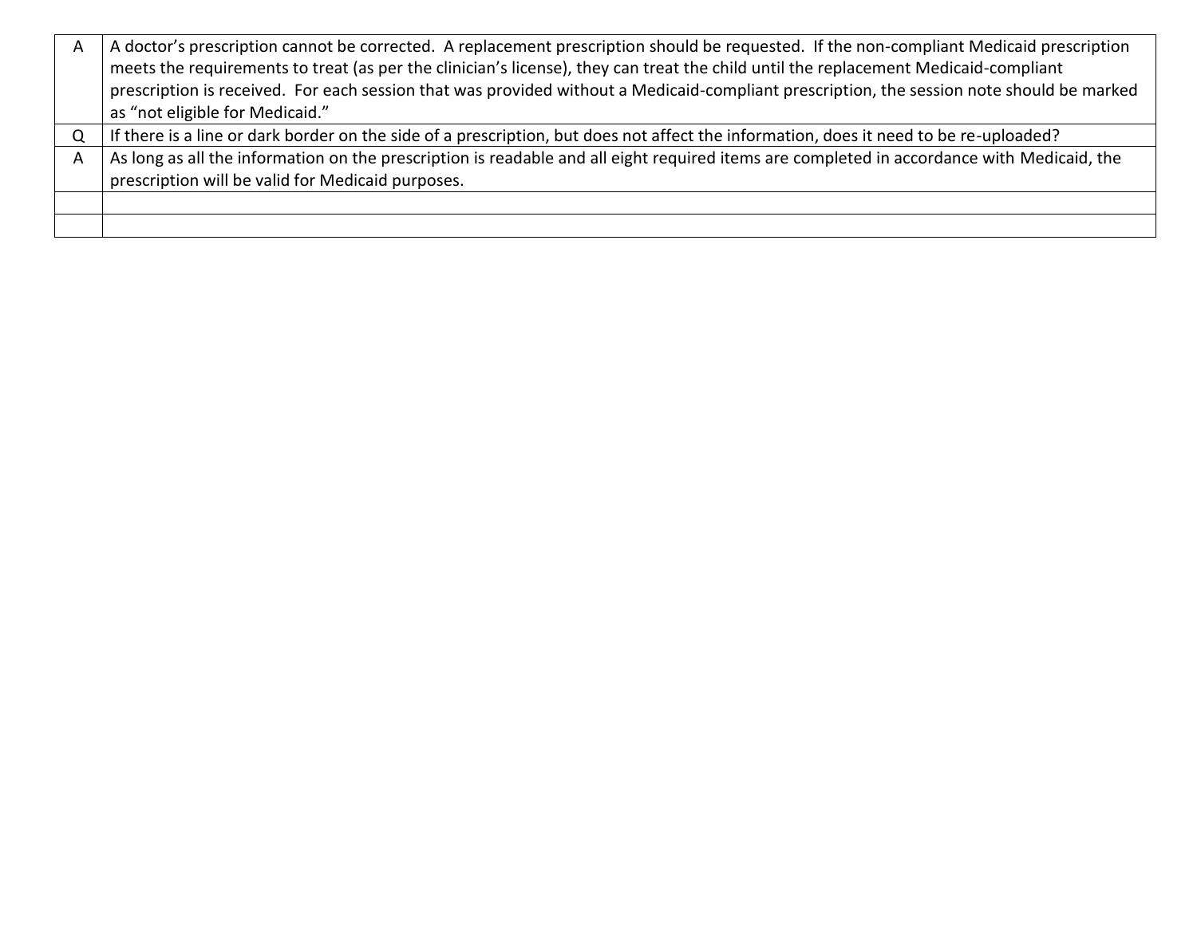| | |
|---|---|
| A | A doctor's prescription cannot be corrected. A replacement prescription should be requested. If the non-compliant Medicaid prescription meets the requirements to treat (as per the clinician's license), they can treat the child until the replacement Medicaid-compliant prescription is received. For each session that was provided without a Medicaid-compliant prescription, the session note should be marked as "not eligible for Medicaid." |
| Q | If there is a line or dark border on the side of a prescription, but does not affect the information, does it need to be re-uploaded? |
| A | As long as all the information on the prescription is readable and all eight required items are completed in accordance with Medicaid, the prescription will be valid for Medicaid purposes. |
| | |
| | |